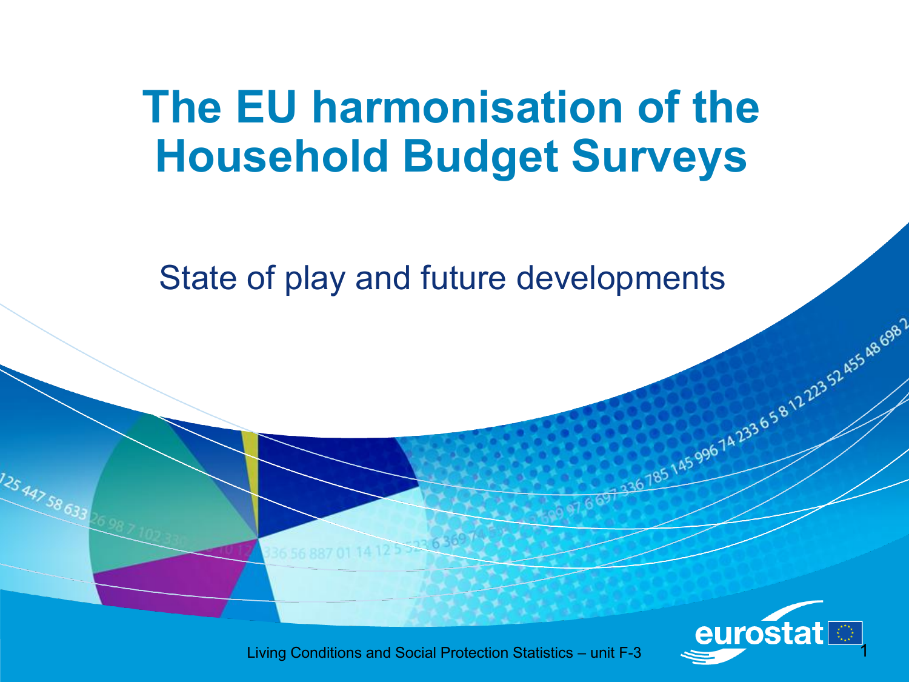# The EU harmonisation of the Household Budget Surveys

## State of play and future developments

Living Conditions and Social Protection Statistics – unit F-3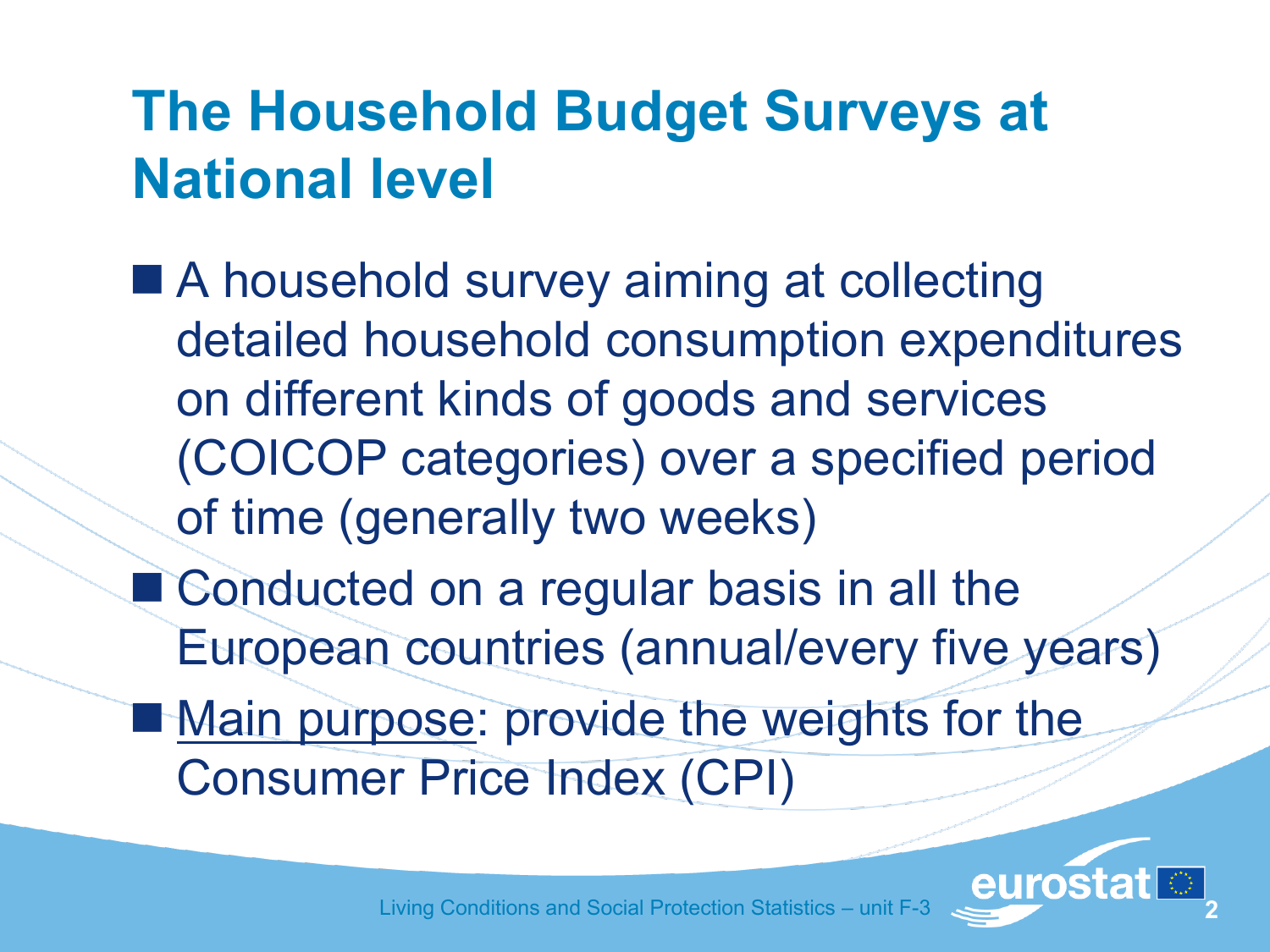# The Household Budget Surveys at National level

- A household survey aiming at collecting detailed household consumption expenditures on different kinds of goods and services (COICOP categories) over a specified period of time (generally two weeks)
- Conducted on a regular basis in all the European countries (annual/every five years)
- <u>Main purpose</u>: provide the weights for the Consumer Price Index (CPI)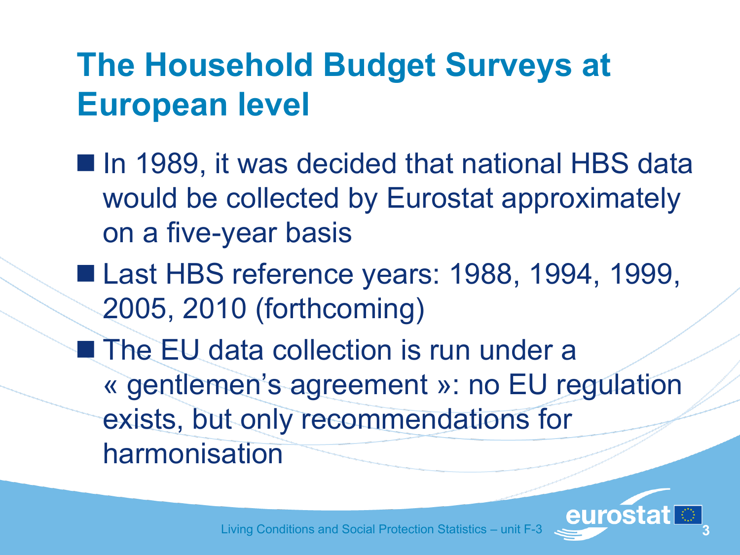# The Household Budget Surveys at European level

- In 1989, it was decided that national HBS data would be collected by Eurostat approximately on a five-year basis
- Last HBS reference years: 1988, 1994, 1999, 2005, 2010 (forthcoming)
- The EU data collection is run under a « gentlemen's agreement »: no EU regulation exists, but only recommendations for harmonisation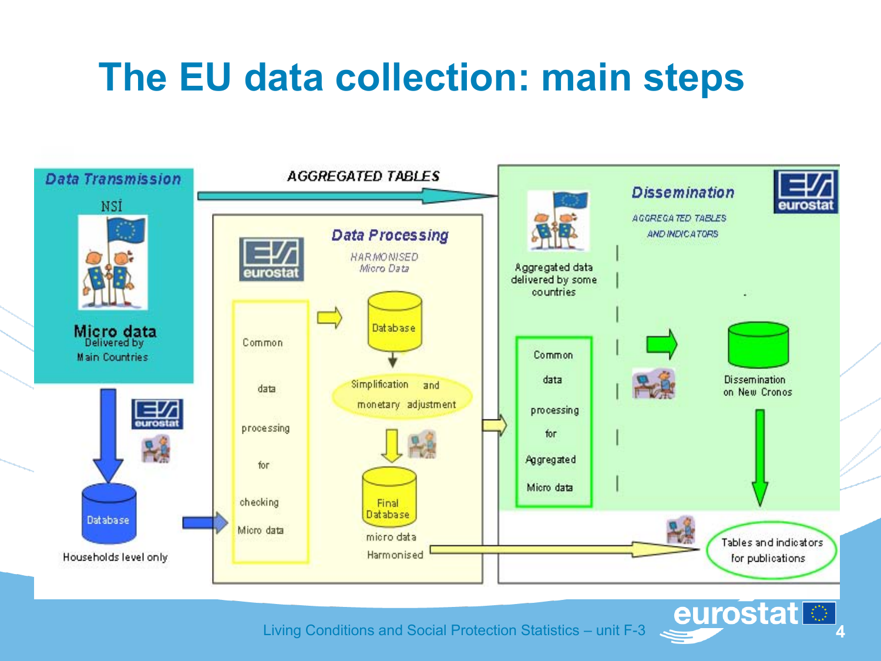# The EU data collection: main steps

**Data Transmission**

NSI

**Micro data** Delivered by Main Countries

Database

Households level only

AGGREGATED TABLES

**Data Processing**

HARMONISED Micro Data

Common data processing for checking Micro data

Database

Simplification and monetary adjustment

Final Database

micro data Harmonised

**Dissemination**

AGGREGATED TABLES AND INDICATORS

Aggregated data delivered by some countries

Common data processing for Aggregated Micro data

Dissemination on New Cronos

Tables and indicators for publications

Living Conditions and Social Protection Statistics – unit F-3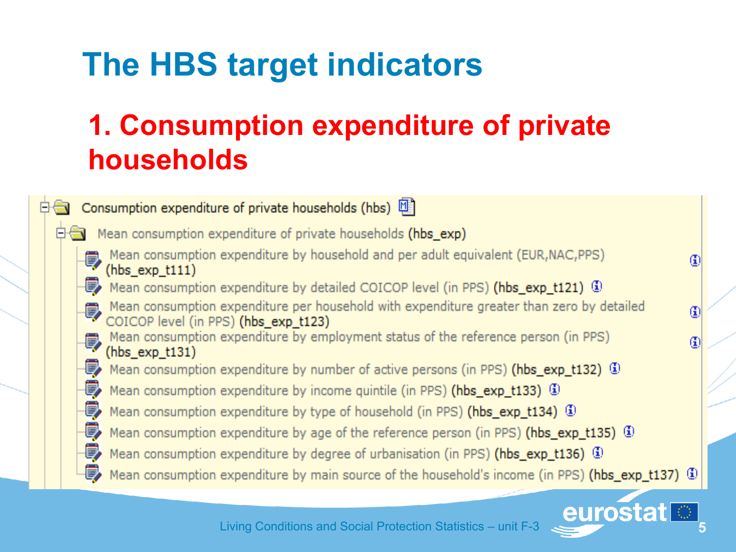# The HBS target indicators

## 1. Consumption expenditure of private households

- Consumption expenditure of private households (hbs)
  - Mean consumption expenditure of private households (**hbs_exp**)
    - Mean consumption expenditure by household and per adult equivalent (EUR,NAC,PPS) (**hbs_exp_t111**)
    - Mean consumption expenditure by detailed COICOP level (in PPS) (**hbs_exp_t121**)
    - Mean consumption expenditure per household with expenditure greater than zero by detailed COICOP level (in PPS) (**hbs_exp_t123**)
    - Mean consumption expenditure by employment status of the reference person (in PPS) (**hbs_exp_t131**)
    - Mean consumption expenditure by number of active persons (in PPS) (**hbs_exp_t132**)
    - Mean consumption expenditure by income quintile (in PPS) (**hbs_exp_t133**)
    - Mean consumption expenditure by type of household (in PPS) (**hbs_exp_t134**)
    - Mean consumption expenditure by age of the reference person (in PPS) (**hbs_exp_t135**)
    - Mean consumption expenditure by degree of urbanisation (in PPS) (**hbs_exp_t136**)
    - Mean consumption expenditure by main source of the household's income (in PPS) (**hbs_exp_t137**)

Living Conditions and Social Protection Statistics – unit F-3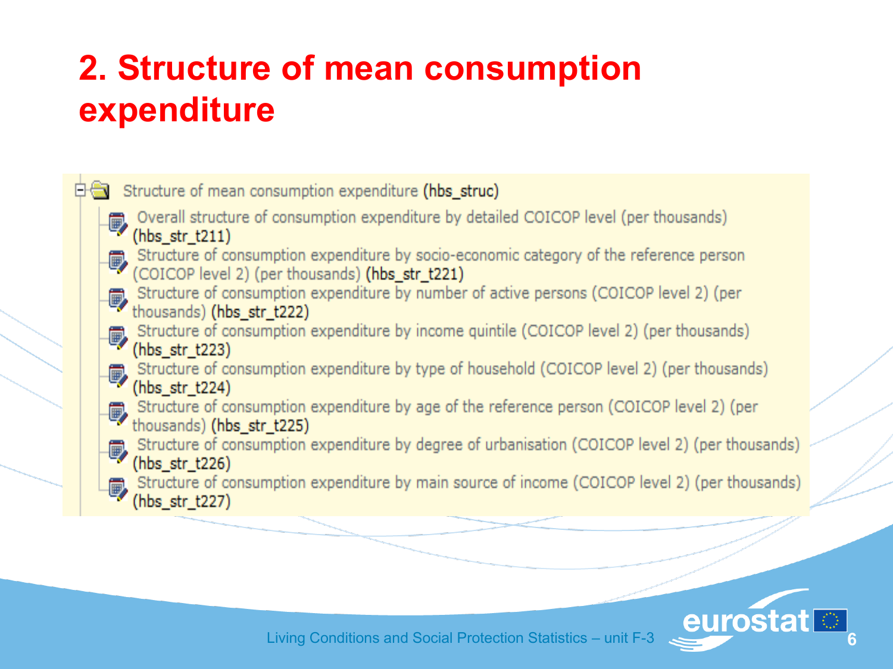# 2. Structure of mean consumption expenditure

- Structure of mean consumption expenditure **(hbs_struc)**
  - Overall structure of consumption expenditure by detailed COICOP level (per thousands) **(hbs_str_t211)**
  - Structure of consumption expenditure by socio-economic category of the reference person (COICOP level 2) (per thousands) **(hbs_str_t221)**
  - Structure of consumption expenditure by number of active persons (COICOP level 2) (per thousands) **(hbs_str_t222)**
  - Structure of consumption expenditure by income quintile (COICOP level 2) (per thousands) **(hbs_str_t223)**
  - Structure of consumption expenditure by type of household (COICOP level 2) (per thousands) **(hbs_str_t224)**
  - Structure of consumption expenditure by age of the reference person (COICOP level 2) (per thousands) **(hbs_str_t225)**
  - Structure of consumption expenditure by degree of urbanisation (COICOP level 2) (per thousands) **(hbs_str_t226)**
  - Structure of consumption expenditure by main source of income (COICOP level 2) (per thousands) **(hbs_str_t227)**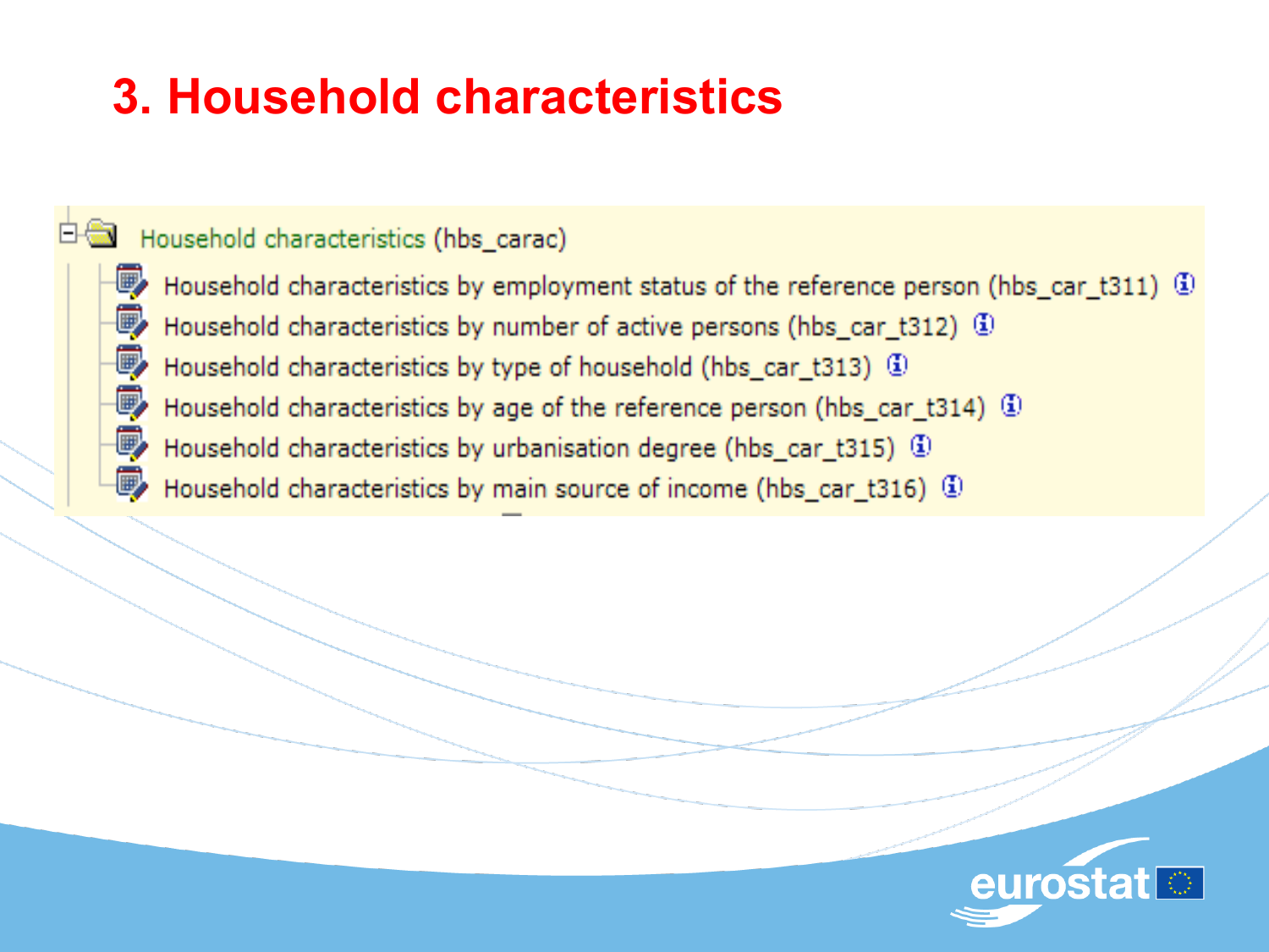# 3. Household characteristics

- Household characteristics (hbs_carac)
  - Household characteristics by employment status of the reference person (hbs_car_t311)
  - Household characteristics by number of active persons (hbs_car_t312)
  - Household characteristics by type of household (hbs_car_t313)
  - Household characteristics by age of the reference person (hbs_car_t314)
  - Household characteristics by urbanisation degree (hbs_car_t315)
  - Household characteristics by main source of income (hbs_car_t316)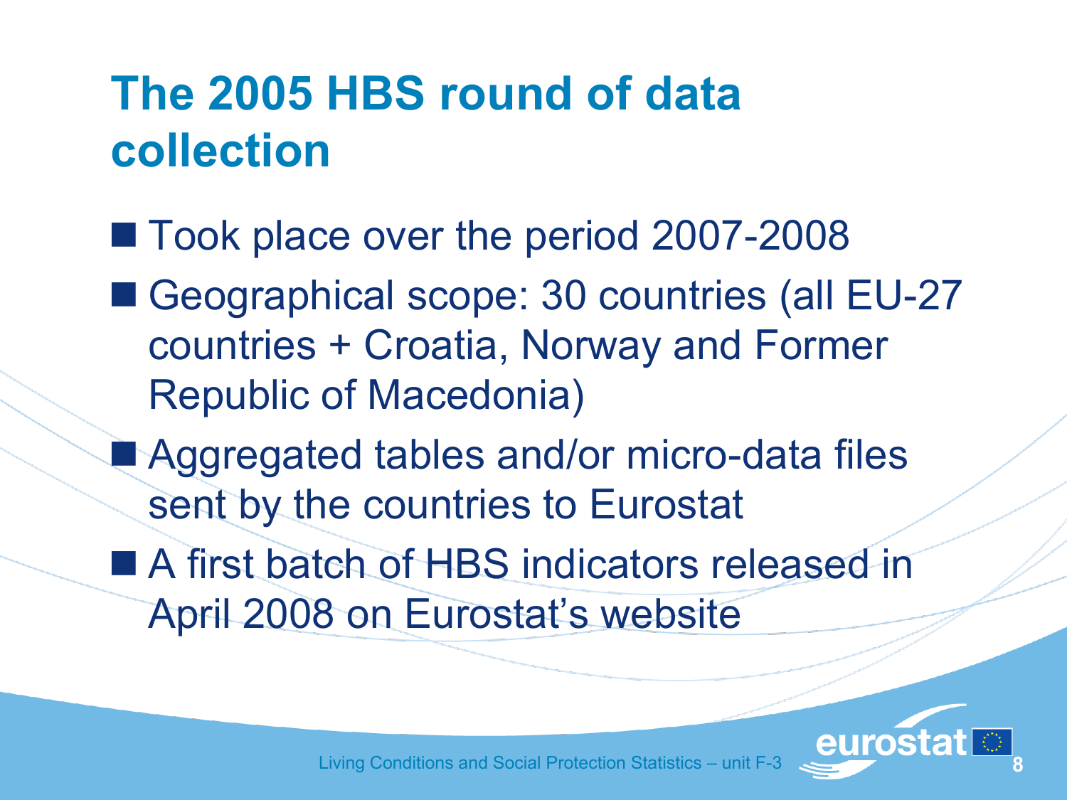# The 2005 HBS round of data collection

- Took place over the period 2007-2008
- Geographical scope: 30 countries (all EU-27 countries + Croatia, Norway and Former Republic of Macedonia)
- Aggregated tables and/or micro-data files sent by the countries to Eurostat
- A first batch of HBS indicators released in April 2008 on Eurostat's website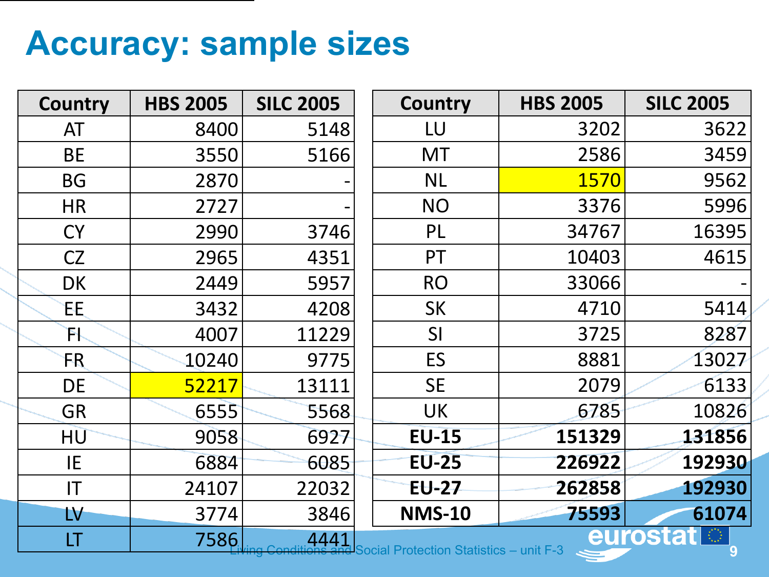# Accuracy: sample sizes

| Country | HBS 2005 | SILC 2005 |
|---|---:|---:|
| AT | 8400 | 5148 |
| BE | 3550 | 5166 |
| BG | 2870 | - |
| HR | 2727 | - |
| CY | 2990 | 3746 |
| CZ | 2965 | 4351 |
| DK | 2449 | 5957 |
| EE | 3432 | 4208 |
| FI | 4007 | 11229 |
| FR | 10240 | 9775 |
| DE | 52217 | 13111 |
| GR | 6555 | 5568 |
| HU | 9058 | 6927 |
| IE | 6884 | 6085 |
| IT | 24107 | 22032 |
| LV | 3774 | 3846 |
| LT | 7586 | 4441 |

| Country | HBS 2005 | SILC 2005 |
|---|---:|---:|
| LU | 3202 | 3622 |
| MT | 2586 | 3459 |
| NL | 1570 | 9562 |
| NO | 3376 | 5996 |
| PL | 34767 | 16395 |
| PT | 10403 | 4615 |
| RO | 33066 | - |
| SK | 4710 | 5414 |
| SI | 3725 | 8287 |
| ES | 8881 | 13027 |
| SE | 2079 | 6133 |
| UK | 6785 | 10826 |
| **EU-15** | **151329** | **131856** |
| **EU-25** | **226922** | **192930** |
| **EU-27** | **262858** | **192930** |
| **NMS-10** | **75593** | **61074** |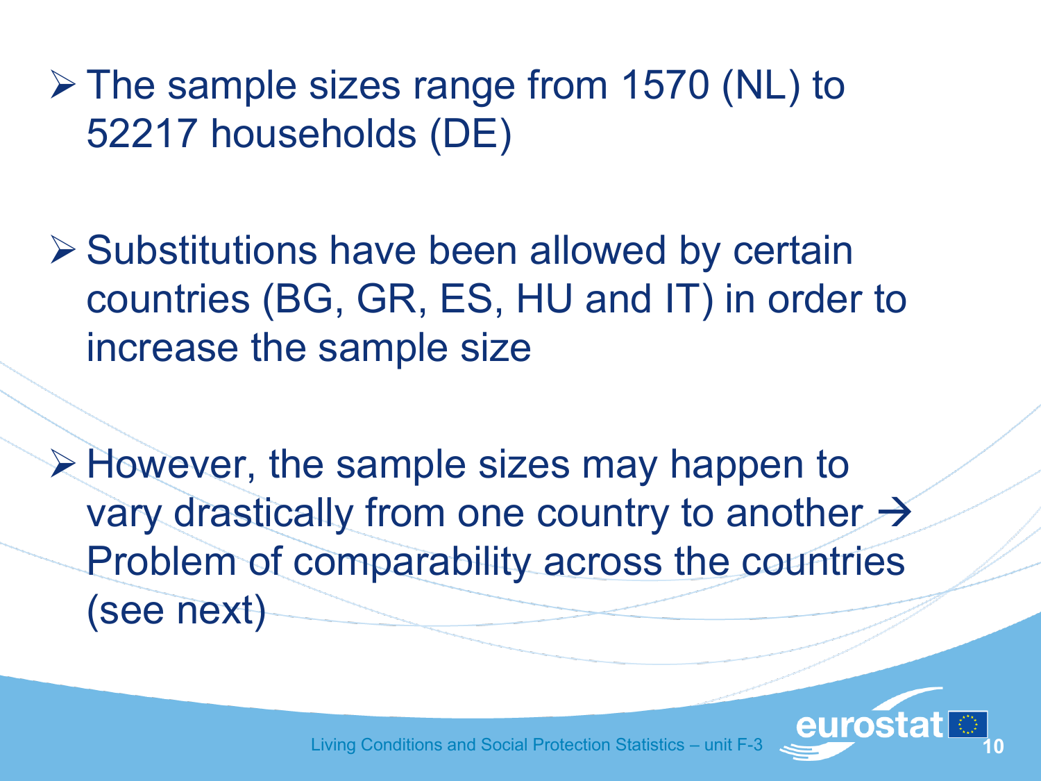- The sample sizes range from 1570 (NL) to 52217 households (DE)

- Substitutions have been allowed by certain countries (BG, GR, ES, HU and IT) in order to increase the sample size

- However, the sample sizes may happen to vary drastically from one country to another → Problem of comparability across the countries (see next)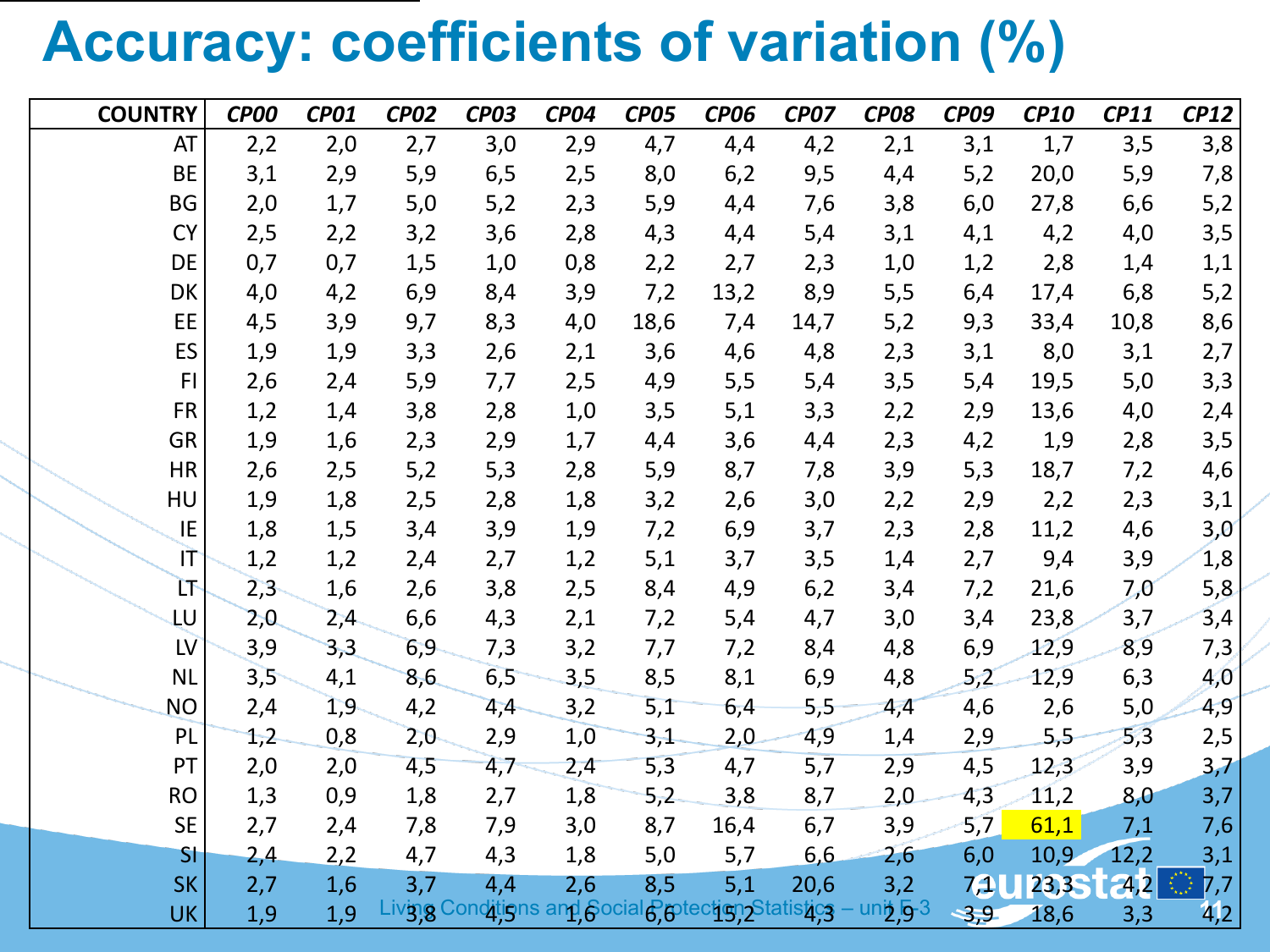# Accuracy: coefficients of variation (%)

| COUNTRY | *CP00* | *CP01* | *CP02* | *CP03* | *CP04* | *CP05* | *CP06* | *CP07* | *CP08* | *CP09* | *CP10* | *CP11* | *CP12* |
|---|---|---|---|---|---|---|---|---|---|---|---|---|---|
| AT | 2,2 | 2,0 | 2,7 | 3,0 | 2,9 | 4,7 | 4,4 | 4,2 | 2,1 | 3,1 | 1,7 | 3,5 | 3,8 |
| BE | 3,1 | 2,9 | 5,9 | 6,5 | 2,5 | 8,0 | 6,2 | 9,5 | 4,4 | 5,2 | 20,0 | 5,9 | 7,8 |
| BG | 2,0 | 1,7 | 5,0 | 5,2 | 2,3 | 5,9 | 4,4 | 7,6 | 3,8 | 6,0 | 27,8 | 6,6 | 5,2 |
| CY | 2,5 | 2,2 | 3,2 | 3,6 | 2,8 | 4,3 | 4,4 | 5,4 | 3,1 | 4,1 | 4,2 | 4,0 | 3,5 |
| DE | 0,7 | 0,7 | 1,5 | 1,0 | 0,8 | 2,2 | 2,7 | 2,3 | 1,0 | 1,2 | 2,8 | 1,4 | 1,1 |
| DK | 4,0 | 4,2 | 6,9 | 8,4 | 3,9 | 7,2 | 13,2 | 8,9 | 5,5 | 6,4 | 17,4 | 6,8 | 5,2 |
| EE | 4,5 | 3,9 | 9,7 | 8,3 | 4,0 | 18,6 | 7,4 | 14,7 | 5,2 | 9,3 | 33,4 | 10,8 | 8,6 |
| ES | 1,9 | 1,9 | 3,3 | 2,6 | 2,1 | 3,6 | 4,6 | 4,8 | 2,3 | 3,1 | 8,0 | 3,1 | 2,7 |
| FI | 2,6 | 2,4 | 5,9 | 7,7 | 2,5 | 4,9 | 5,5 | 5,4 | 3,5 | 5,4 | 19,5 | 5,0 | 3,3 |
| FR | 1,2 | 1,4 | 3,8 | 2,8 | 1,0 | 3,5 | 5,1 | 3,3 | 2,2 | 2,9 | 13,6 | 4,0 | 2,4 |
| GR | 1,9 | 1,6 | 2,3 | 2,9 | 1,7 | 4,4 | 3,6 | 4,4 | 2,3 | 4,2 | 1,9 | 2,8 | 3,5 |
| HR | 2,6 | 2,5 | 5,2 | 5,3 | 2,8 | 5,9 | 8,7 | 7,8 | 3,9 | 5,3 | 18,7 | 7,2 | 4,6 |
| HU | 1,9 | 1,8 | 2,5 | 2,8 | 1,8 | 3,2 | 2,6 | 3,0 | 2,2 | 2,9 | 2,2 | 2,3 | 3,1 |
| IE | 1,8 | 1,5 | 3,4 | 3,9 | 1,9 | 7,2 | 6,9 | 3,7 | 2,3 | 2,8 | 11,2 | 4,6 | 3,0 |
| IT | 1,2 | 1,2 | 2,4 | 2,7 | 1,2 | 5,1 | 3,7 | 3,5 | 1,4 | 2,7 | 9,4 | 3,9 | 1,8 |
| LT | 2,3 | 1,6 | 2,6 | 3,8 | 2,5 | 8,4 | 4,9 | 6,2 | 3,4 | 7,2 | 21,6 | 7,0 | 5,8 |
| LU | 2,0 | 2,4 | 6,6 | 4,3 | 2,1 | 7,2 | 5,4 | 4,7 | 3,0 | 3,4 | 23,8 | 3,7 | 3,4 |
| LV | 3,9 | 3,3 | 6,9 | 7,3 | 3,2 | 7,7 | 7,2 | 8,4 | 4,8 | 6,9 | 12,9 | 8,9 | 7,3 |
| NL | 3,5 | 4,1 | 8,6 | 6,5 | 3,5 | 8,5 | 8,1 | 6,9 | 4,8 | 5,2 | 12,9 | 6,3 | 4,0 |
| NO | 2,4 | 1,9 | 4,2 | 4,4 | 3,2 | 5,1 | 6,4 | 5,5 | 4,4 | 4,6 | 2,6 | 5,0 | 4,9 |
| PL | 1,2 | 0,8 | 2,0 | 2,9 | 1,0 | 3,1 | 2,0 | 4,9 | 1,4 | 2,9 | 5,5 | 5,3 | 2,5 |
| PT | 2,0 | 2,0 | 4,5 | 4,7 | 2,4 | 5,3 | 4,7 | 5,7 | 2,9 | 4,5 | 12,3 | 3,9 | 3,7 |
| RO | 1,3 | 0,9 | 1,8 | 2,7 | 1,8 | 5,2 | 3,8 | 8,7 | 2,0 | 4,3 | 11,2 | 8,0 | 3,7 |
| SE | 2,7 | 2,4 | 7,8 | 7,9 | 3,0 | 8,7 | 16,4 | 6,7 | 3,9 | 5,7 | 61,1 | 7,1 | 7,6 |
| SI | 2,4 | 2,2 | 4,7 | 4,3 | 1,8 | 5,0 | 5,7 | 6,6 | 2,6 | 6,0 | 10,9 | 12,2 | 3,1 |
| SK | 2,7 | 1,6 | 3,7 | 4,4 | 2,6 | 8,5 | 5,1 | 20,6 | 3,2 | 7,1 | 23,3 | 4,2 | 7,7 |
| UK | 1,9 | 1,9 | 3,8 | 4,5 | 1,6 | 6,6 | 15,2 | 4,3 | 2,9 | 3,9 | 18,6 | 3,3 | 4,2 |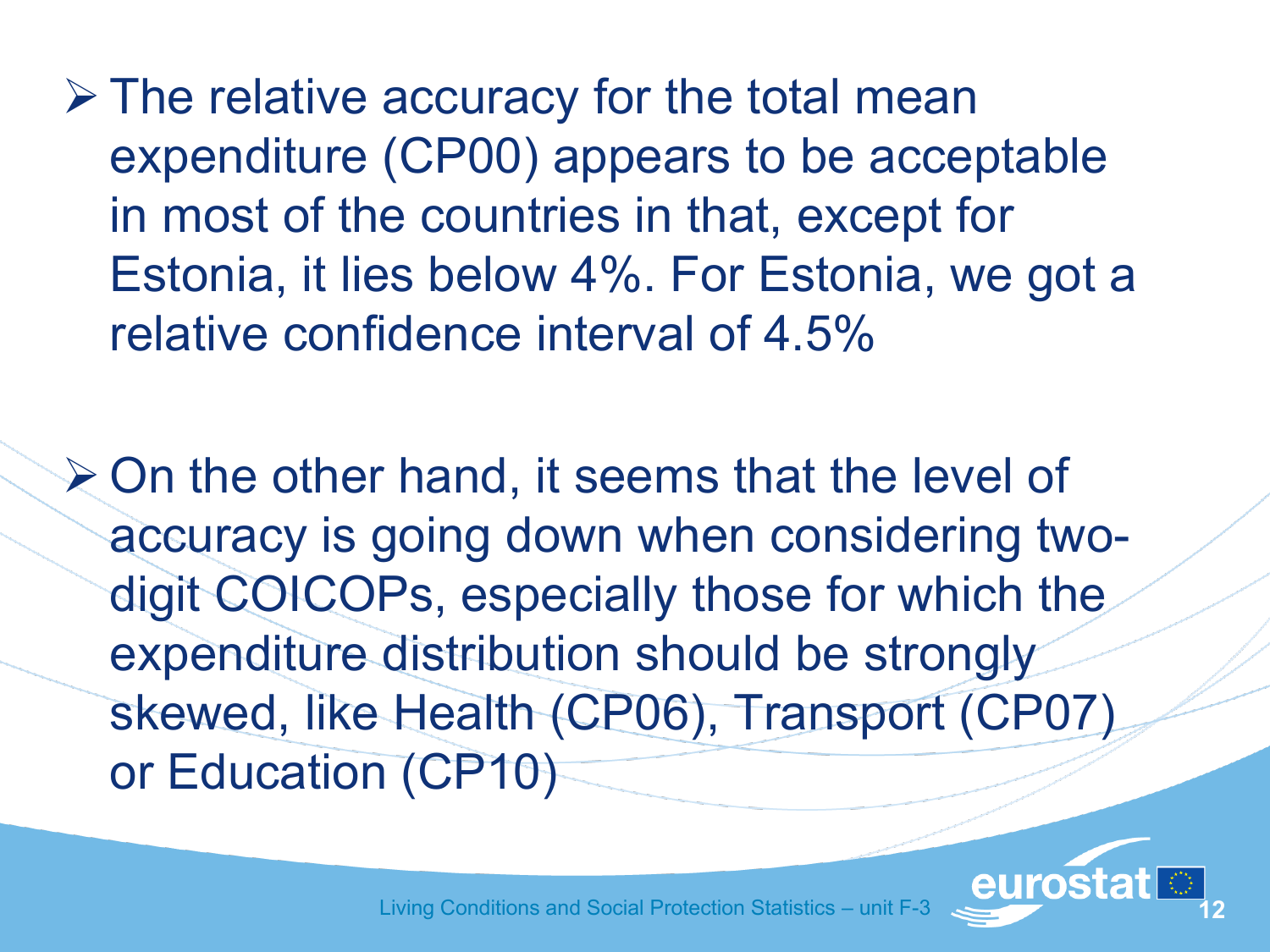- The relative accuracy for the total mean expenditure (CP00) appears to be acceptable in most of the countries in that, except for Estonia, it lies below 4%. For Estonia, we got a relative confidence interval of 4.5%

- On the other hand, it seems that the level of accuracy is going down when considering two-digit COICOPs, especially those for which the expenditure distribution should be strongly skewed, like Health (CP06), Transport (CP07) or Education (CP10)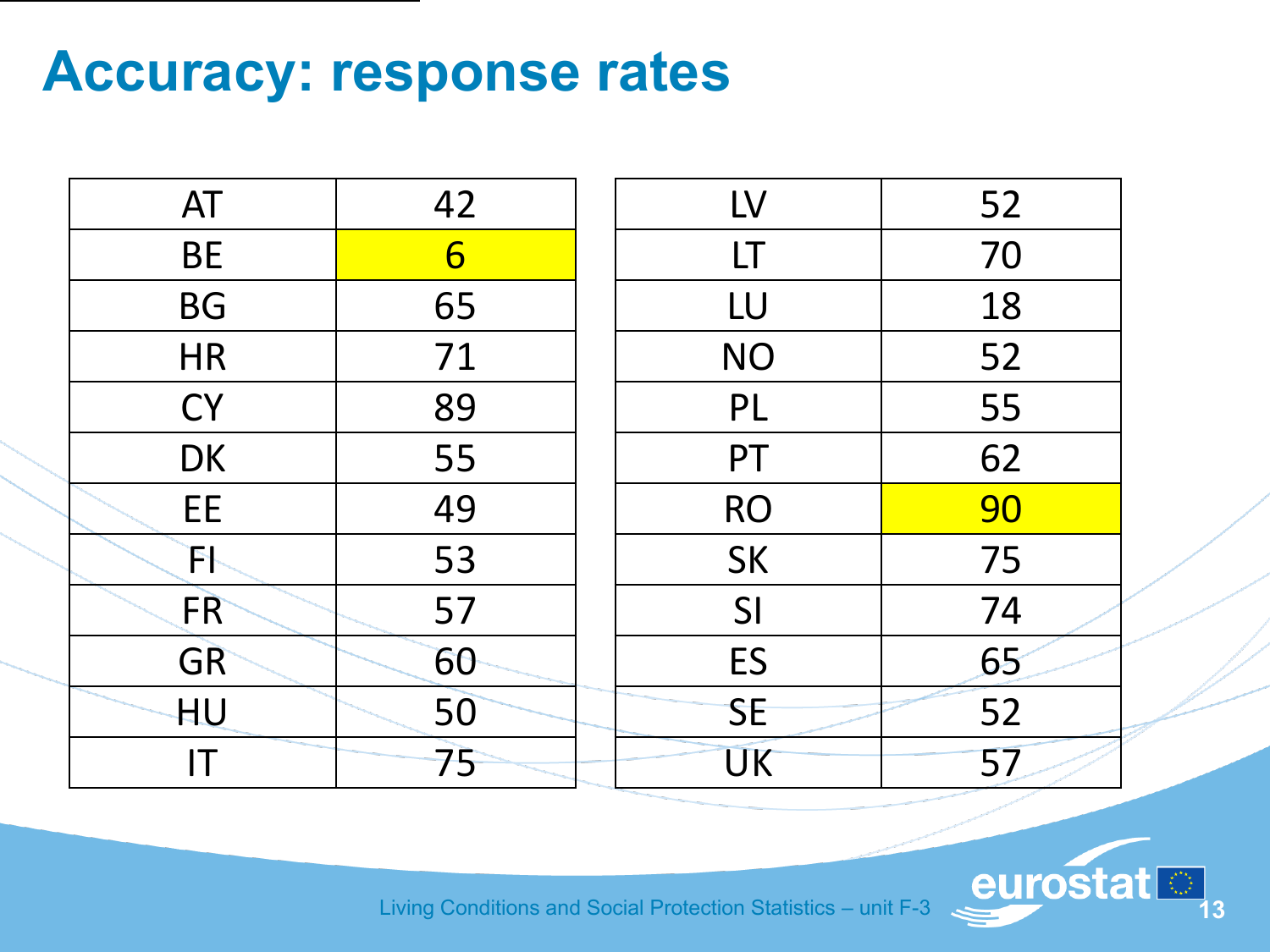# Accuracy: response rates

| | |
|---|---|
| AT | 42 |
| BE | 6 |
| BG | 65 |
| HR | 71 |
| CY | 89 |
| DK | 55 |
| EE | 49 |
| FI | 53 |
| FR | 57 |
| GR | 60 |
| HU | 50 |
| IT | 75 |

| | |
|---|---|
| LV | 52 |
| LT | 70 |
| LU | 18 |
| NO | 52 |
| PL | 55 |
| PT | 62 |
| RO | 90 |
| SK | 75 |
| SI | 74 |
| ES | 65 |
| SE | 52 |
| UK | 57 |

Living Conditions and Social Protection Statistics – unit F-3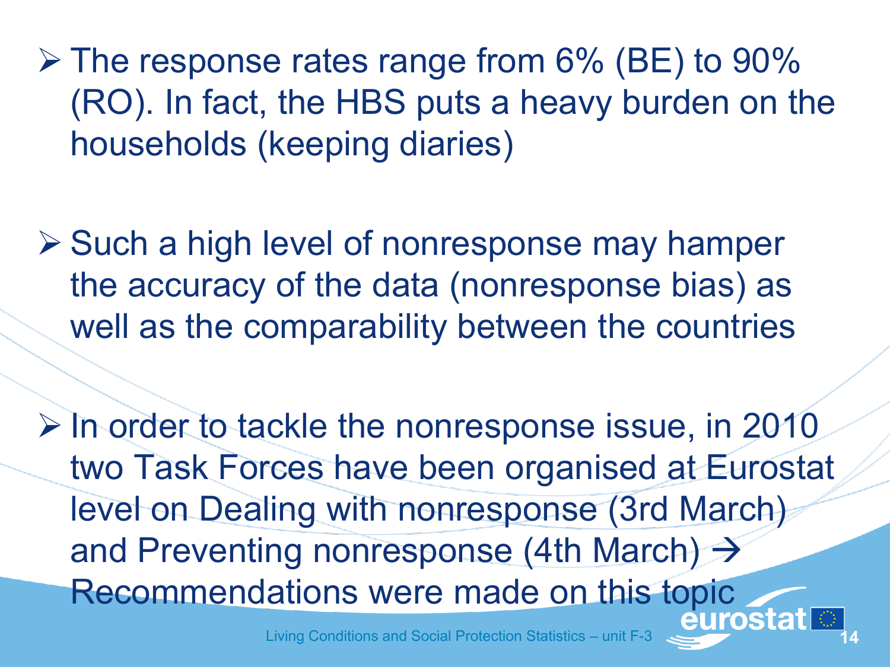- The response rates range from 6% (BE) to 90% (RO). In fact, the HBS puts a heavy burden on the households (keeping diaries)

- Such a high level of nonresponse may hamper the accuracy of the data (nonresponse bias) as well as the comparability between the countries

- In order to tackle the nonresponse issue, in 2010 two Task Forces have been organised at Eurostat level on Dealing with nonresponse (3rd March) and Preventing nonresponse (4th March) → Recommendations were made on this topic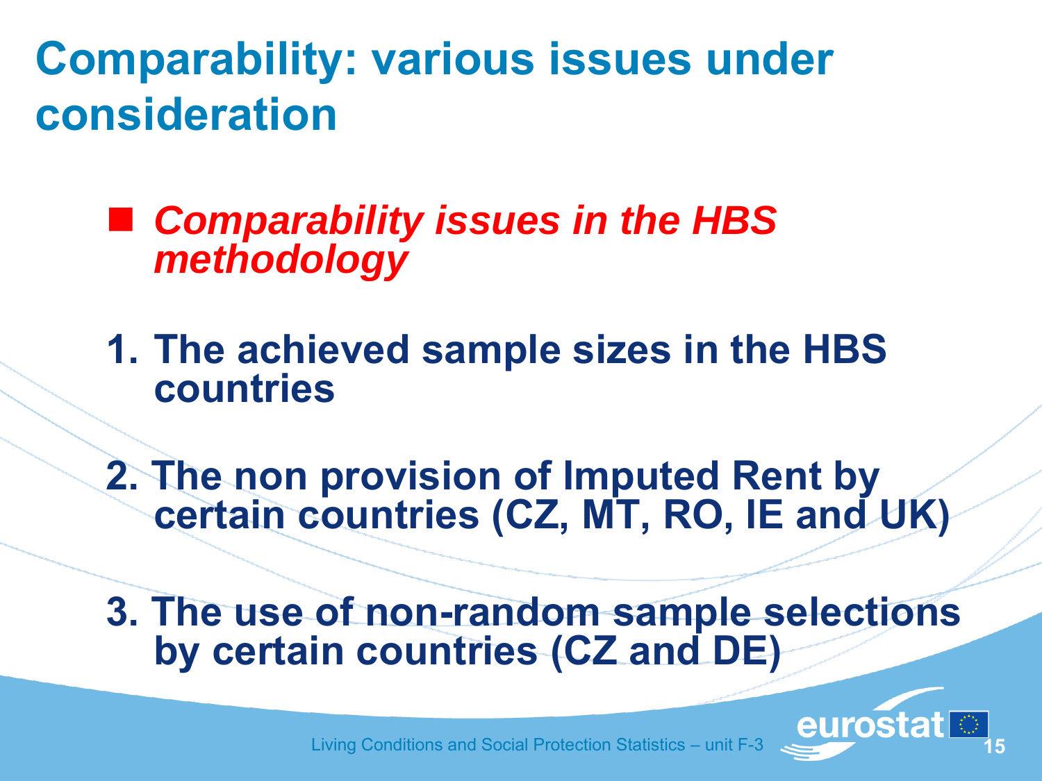# Comparability: various issues under consideration

- ***Comparability issues in the HBS methodology***

1. **The achieved sample sizes in the HBS countries**

2. **The non provision of Imputed Rent by certain countries (CZ, MT, RO, IE and UK)**

3. **The use of non-random sample selections by certain countries (CZ and DE)**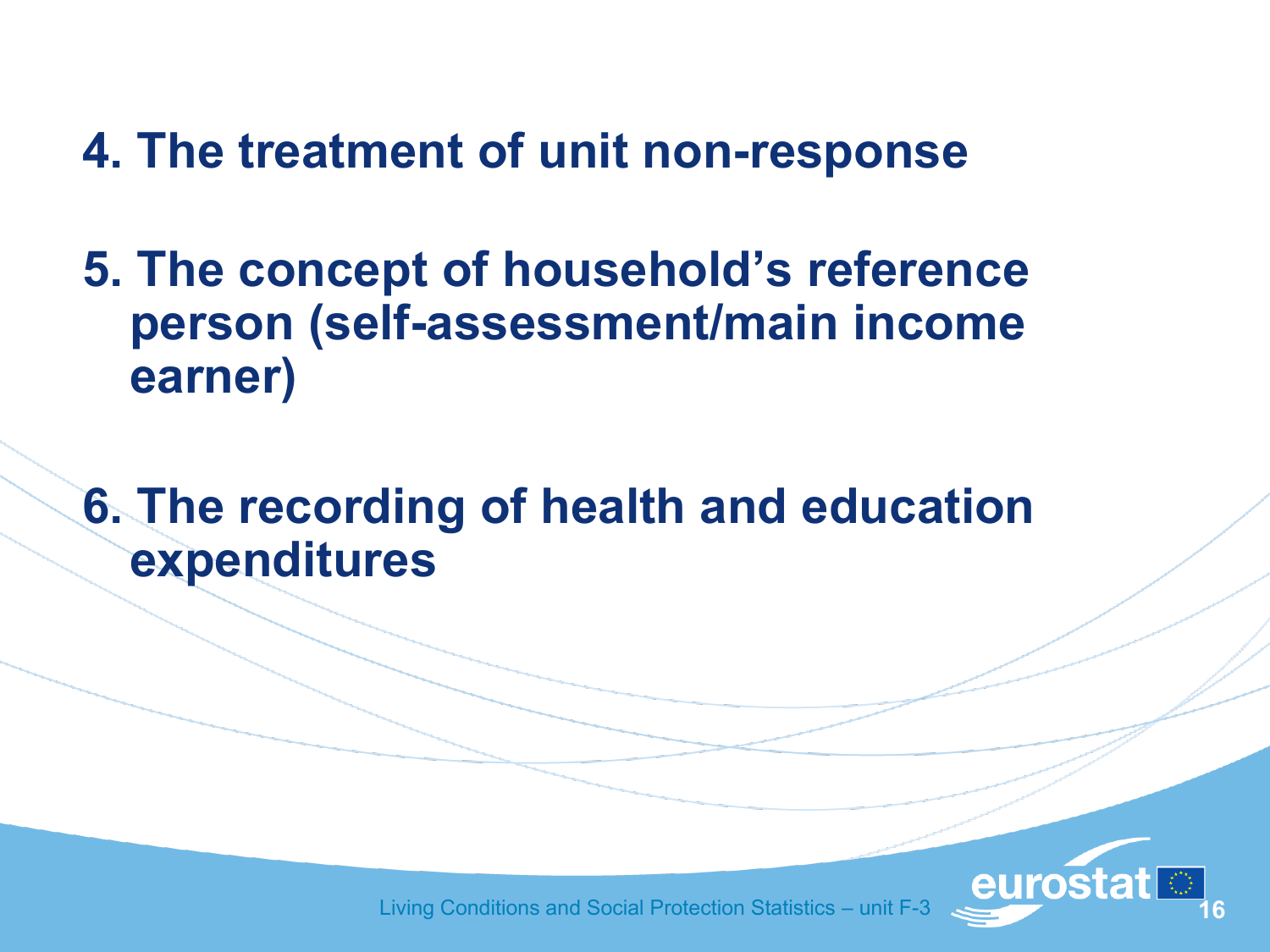4. The treatment of unit non-response

5. The concept of household's reference person (self-assessment/main income earner)

6. The recording of health and education expenditures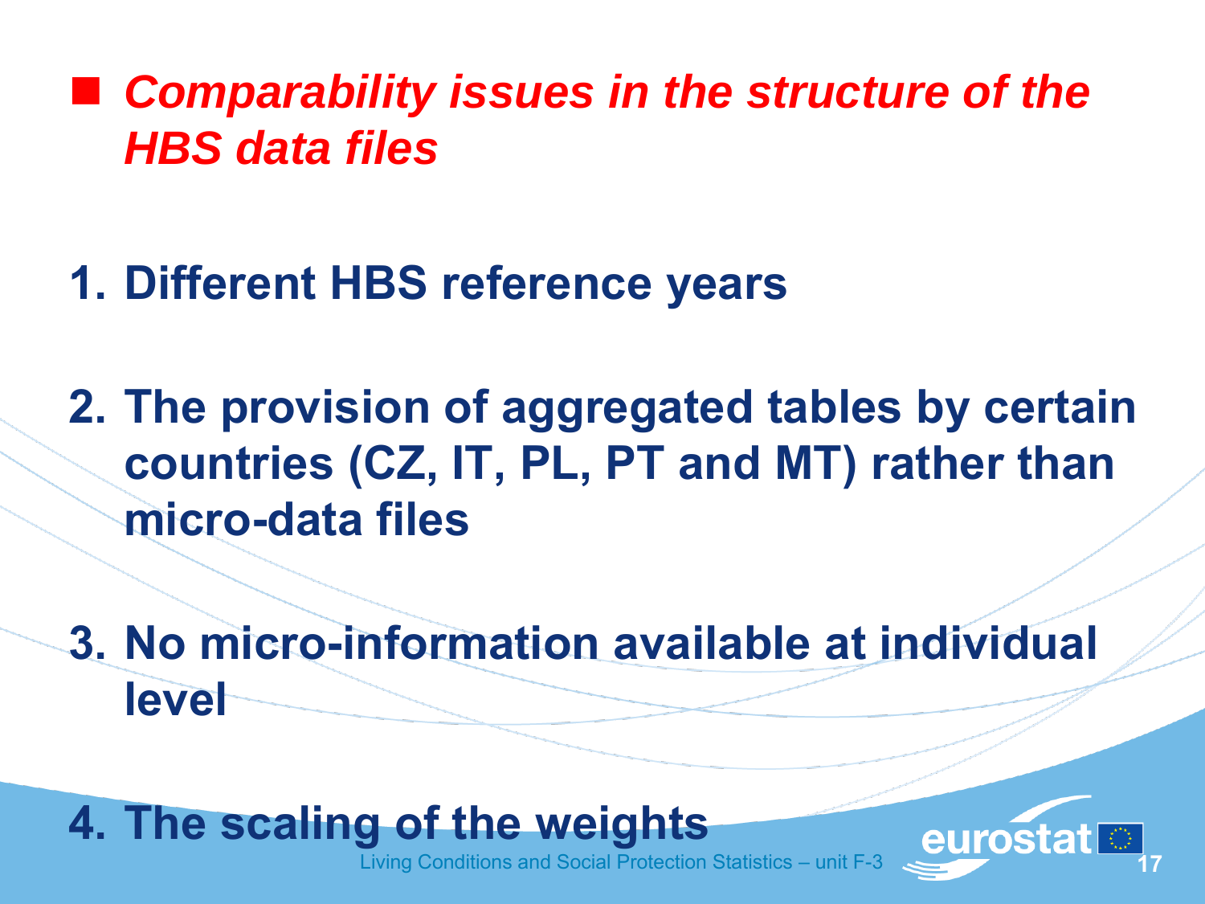## *Comparability issues in the structure of the HBS data files*

1. **Different HBS reference years**
2. **The provision of aggregated tables by certain countries (CZ, IT, PL, PT and MT) rather than micro-data files**
3. **No micro-information available at individual level**
4. **The scaling of the weights**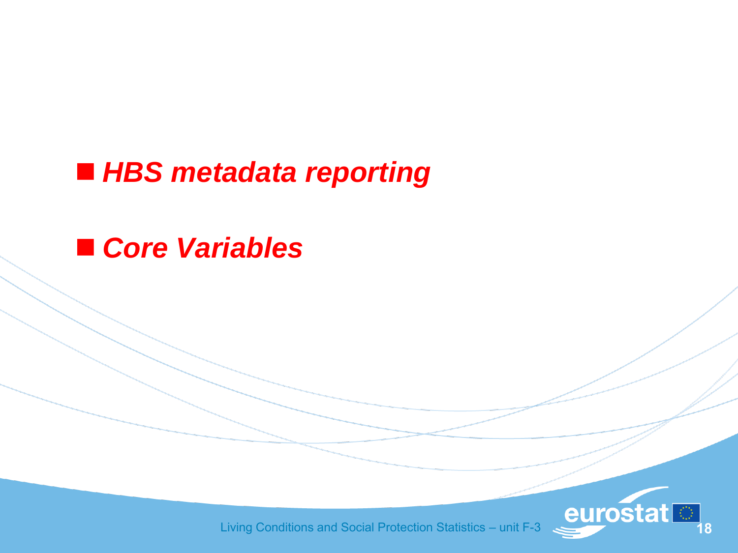- ***HBS metadata reporting***
- ***Core Variables***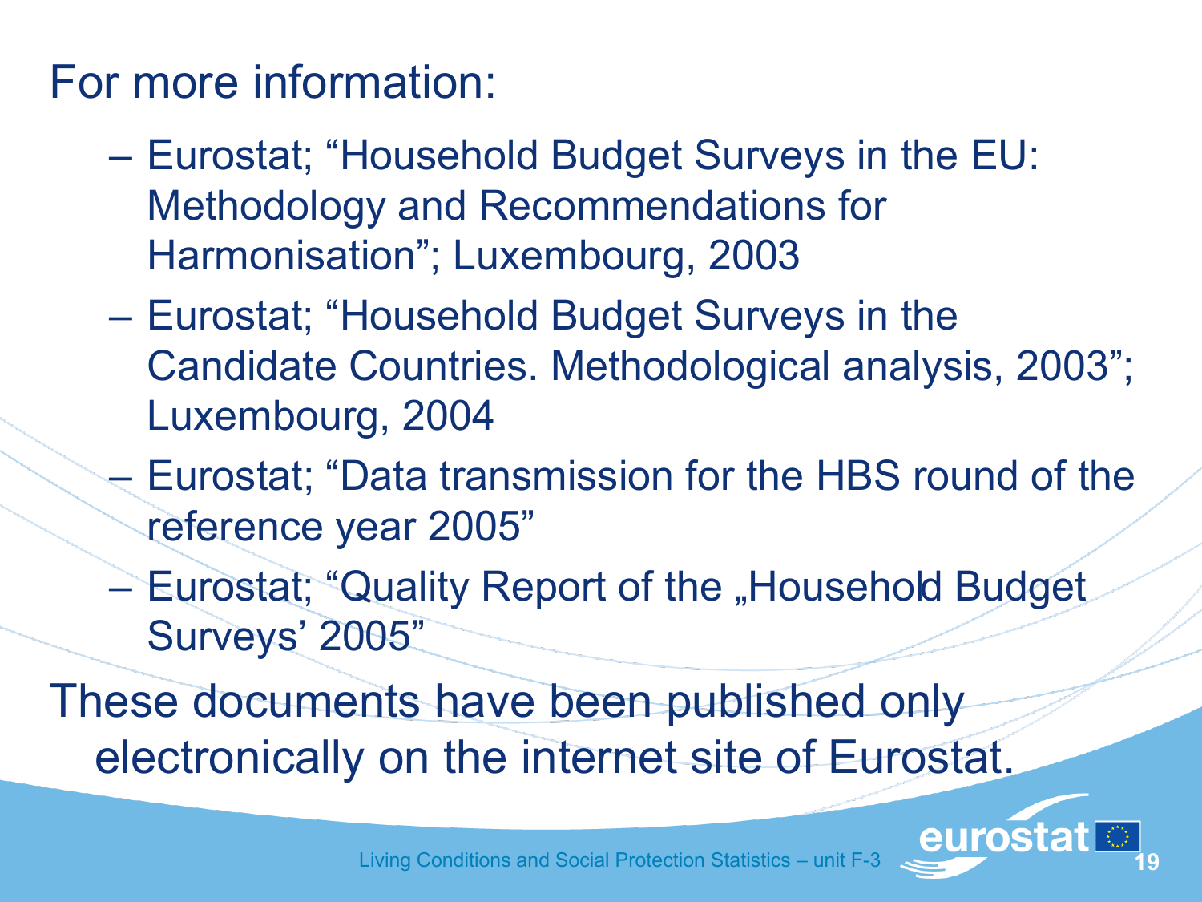For more information:

- Eurostat; “Household Budget Surveys in the EU: Methodology and Recommendations for Harmonisation”; Luxembourg, 2003
- Eurostat; “Household Budget Surveys in the Candidate Countries. Methodological analysis, 2003”; Luxembourg, 2004
- Eurostat; “Data transmission for the HBS round of the reference year 2005”
- Eurostat; “Quality Report of the „Household Budget Surveys’ 2005”

These documents have been published only electronically on the internet site of Eurostat.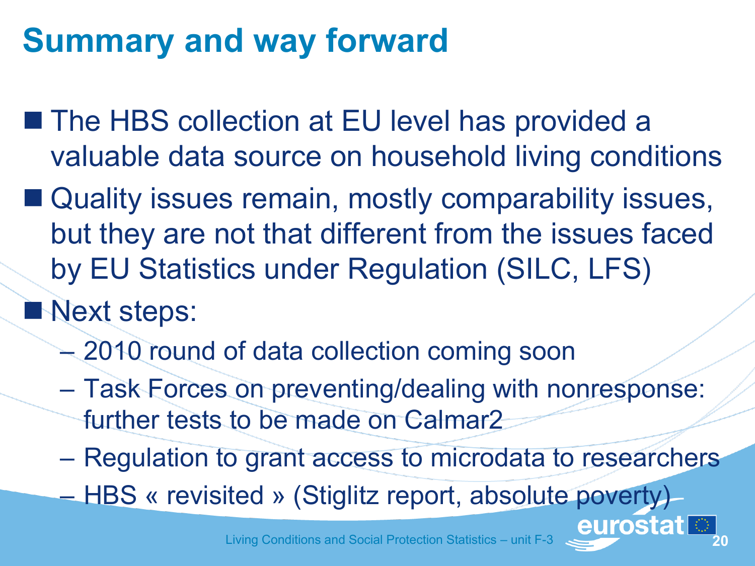# Summary and way forward

- The HBS collection at EU level has provided a valuable data source on household living conditions
- Quality issues remain, mostly comparability issues, but they are not that different from the issues faced by EU Statistics under Regulation (SILC, LFS)
- Next steps:
  - 2010 round of data collection coming soon
  - Task Forces on preventing/dealing with nonresponse: further tests to be made on Calmar2
  - Regulation to grant access to microdata to researchers
  - HBS « revisited » (Stiglitz report, absolute poverty)